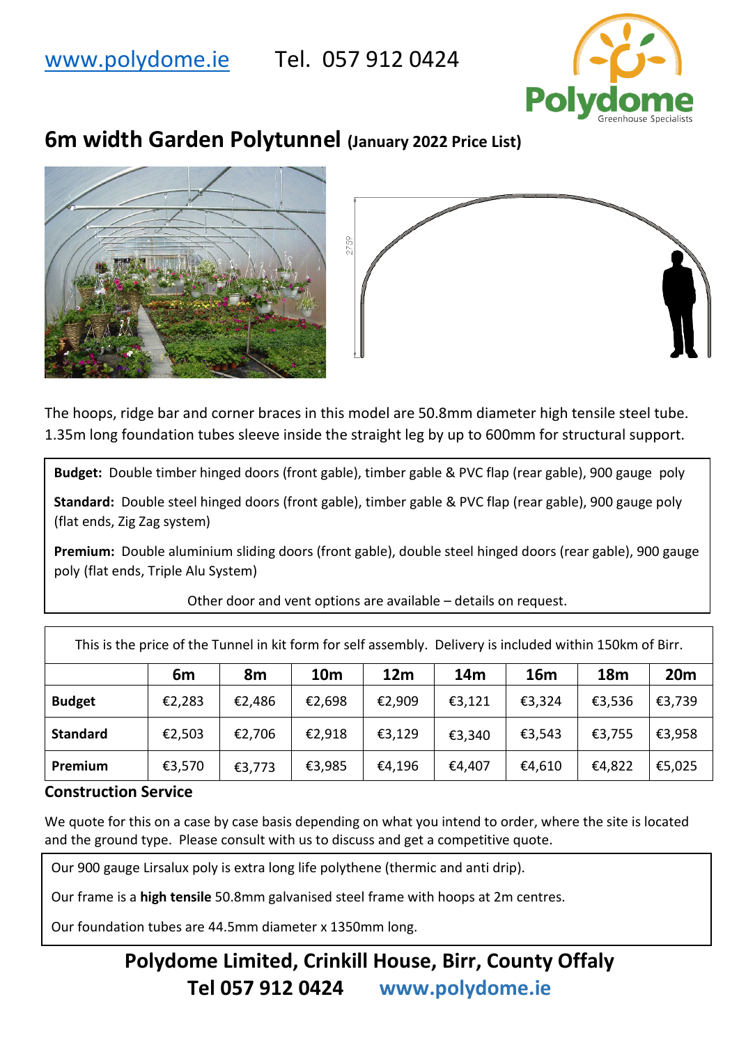www.polydome.ie Tel. 057 912 0424

Polydome Greenhouse Specialists

# 6m width Garden Polytunnel (January 2022 Price List)

2759

The hoops, ridge bar and corner braces in this model are 50.8mm diameter high tensile steel tube. 1.35m long foundation tubes sleeve inside the straight leg by up to 600mm for structural support.

**Budget:** Double timber hinged doors (front gable), timber gable & PVC flap (rear gable), 900 gauge poly

**Standard:** Double steel hinged doors (front gable), timber gable & PVC flap (rear gable), 900 gauge poly (flat ends, Zig Zag system)

**Premium:** Double aluminium sliding doors (front gable), double steel hinged doors (rear gable), 900 gauge poly (flat ends, Triple Alu System)

Other door and vent options are available – details on request.

This is the price of the Tunnel in kit form for self assembly. Delivery is included within 150km of Birr.

| | 6m | 8m | 10m | 12m | 14m | 16m | 18m | 20m |
|---|---|---|---|---|---|---|---|---|
| **Budget** | €2,283 | €2,486 | €2,698 | €2,909 | €3,121 | €3,324 | €3,536 | €3,739 |
| **Standard** | €2,503 | €2,706 | €2,918 | €3,129 | €3,340 | €3,543 | €3,755 | €3,958 |
| **Premium** | €3,570 | €3,773 | €3,985 | €4,196 | €4,407 | €4,610 | €4,822 | €5,025 |

## Construction Service

We quote for this on a case by case basis depending on what you intend to order, where the site is located and the ground type. Please consult with us to discuss and get a competitive quote.

Our 900 gauge Lirsalux poly is extra long life polythene (thermic and anti drip).

Our frame is a **high tensile** 50.8mm galvanised steel frame with hoops at 2m centres.

Our foundation tubes are 44.5mm diameter x 1350mm long.

**Polydome Limited, Crinkill House, Birr, County Offaly**
**Tel 057 912 0424 www.polydome.ie**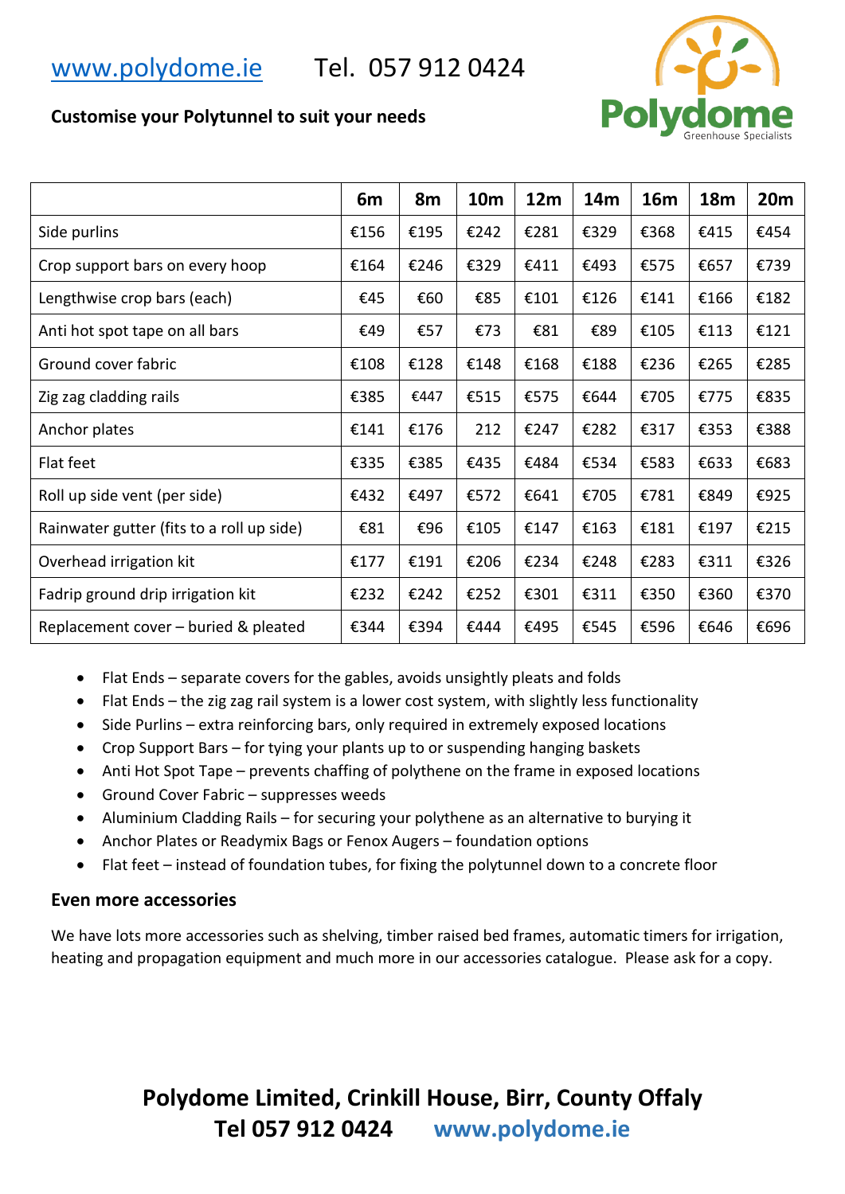www.polydome.ie Tel. 057 912 0424

**Customise your Polytunnel to suit your needs**

Polydome Greenhouse Specialists

| | 6m | 8m | 10m | 12m | 14m | 16m | 18m | 20m |
|---|---|---|---|---|---|---|---|---|
| Side purlins | €156 | €195 | €242 | €281 | €329 | €368 | €415 | €454 |
| Crop support bars on every hoop | €164 | €246 | €329 | €411 | €493 | €575 | €657 | €739 |
| Lengthwise crop bars (each) | €45 | €60 | €85 | €101 | €126 | €141 | €166 | €182 |
| Anti hot spot tape on all bars | €49 | €57 | €73 | €81 | €89 | €105 | €113 | €121 |
| Ground cover fabric | €108 | €128 | €148 | €168 | €188 | €236 | €265 | €285 |
| Zig zag cladding rails | €385 | €447 | €515 | €575 | €644 | €705 | €775 | €835 |
| Anchor plates | €141 | €176 | 212 | €247 | €282 | €317 | €353 | €388 |
| Flat feet | €335 | €385 | €435 | €484 | €534 | €583 | €633 | €683 |
| Roll up side vent (per side) | €432 | €497 | €572 | €641 | €705 | €781 | €849 | €925 |
| Rainwater gutter (fits to a roll up side) | €81 | €96 | €105 | €147 | €163 | €181 | €197 | €215 |
| Overhead irrigation kit | €177 | €191 | €206 | €234 | €248 | €283 | €311 | €326 |
| Fadrip ground drip irrigation kit | €232 | €242 | €252 | €301 | €311 | €350 | €360 | €370 |
| Replacement cover – buried & pleated | €344 | €394 | €444 | €495 | €545 | €596 | €646 | €696 |

- Flat Ends – separate covers for the gables, avoids unsightly pleats and folds
- Flat Ends – the zig zag rail system is a lower cost system, with slightly less functionality
- Side Purlins – extra reinforcing bars, only required in extremely exposed locations
- Crop Support Bars – for tying your plants up to or suspending hanging baskets
- Anti Hot Spot Tape – prevents chaffing of polythene on the frame in exposed locations
- Ground Cover Fabric – suppresses weeds
- Aluminium Cladding Rails – for securing your polythene as an alternative to burying it
- Anchor Plates or Readymix Bags or Fenox Augers – foundation options
- Flat feet – instead of foundation tubes, for fixing the polytunnel down to a concrete floor

### Even more accessories

We have lots more accessories such as shelving, timber raised bed frames, automatic timers for irrigation, heating and propagation equipment and much more in our accessories catalogue. Please ask for a copy.

**Polydome Limited, Crinkill House, Birr, County Offaly**
**Tel 057 912 0424 www.polydome.ie**